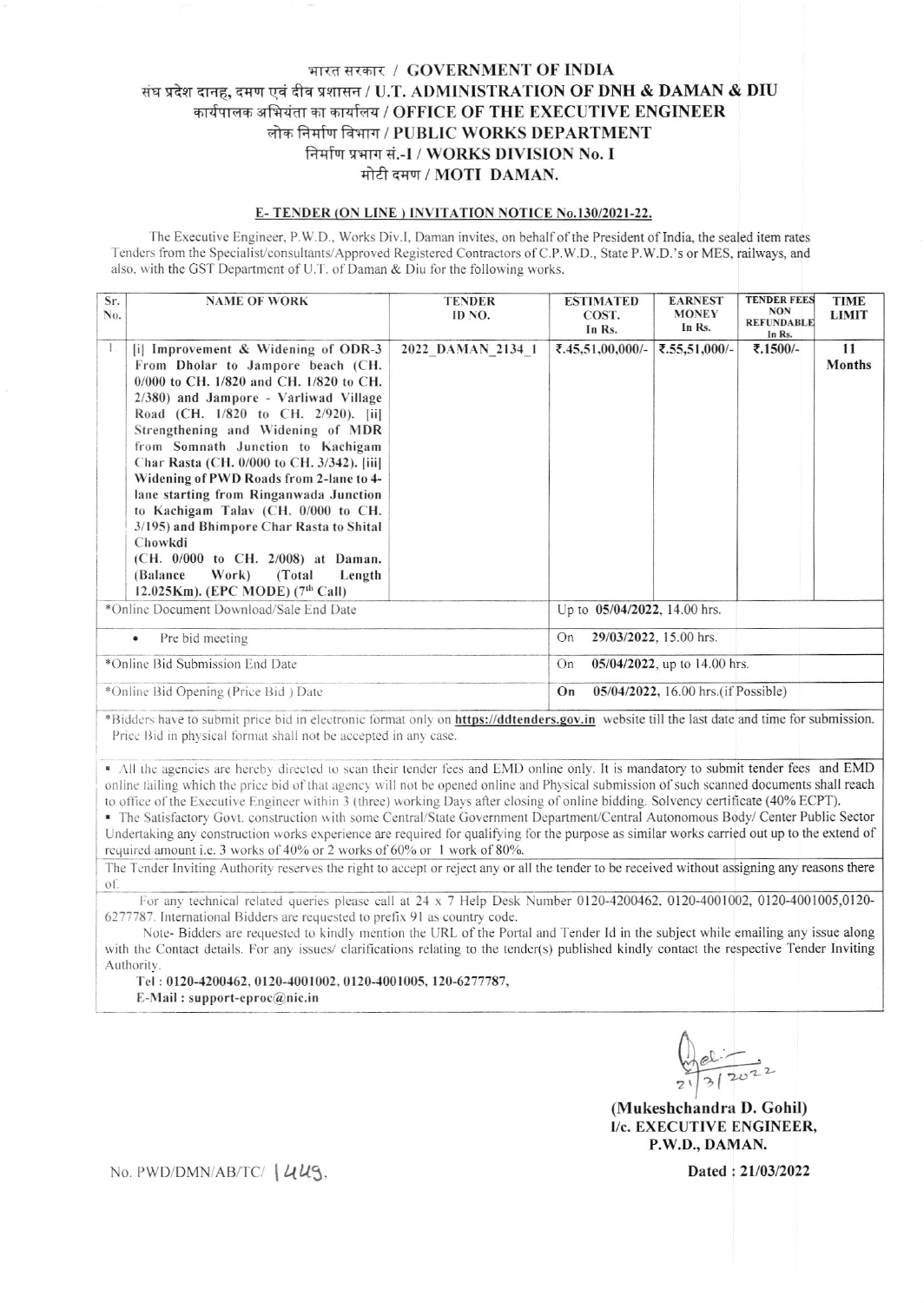# भारत सरकार / GOVERNMENT OF INDIA

## संघ प्रदेश दानह, दमण एवं दीव प्रशासन / U.T. ADMINISTRATION OF DNH & DAMAN & DIU

## कार्यपालक अभियंता का कार्यालय / OFFICE OF THE EXECUTIVE ENGINEER

## लोक निर्माण विभाग / PUBLIC WORKS DEPARTMENT

## निर्माण प्रभाग सं.-I / WORKS DIVISION No. I

## मोटी दमण / MOTI DAMAN.

### E- TENDER (ON LINE) INVITATION NOTICE No.130/2021-22.

The Executive Engineer, P.W.D., Works Div.I, Daman invites, on behalf of the President of India, the sealed item rates Tenders from the Specialist/consultants/Approved Registered Contractors of C.P.W.D., State P.W.D.'s or MES, railways, and also, with the GST Department of U.T. of Daman & Diu for the following works.

| Sr. No. | NAME OF WORK | TENDER ID NO. | ESTIMATED COST. In Rs. | EARNEST MONEY In Rs. | TENDER FEES NON REFUNDABLE In Rs. | TIME LIMIT |
|---|---|---|---|---|---|---|
| 1. | [i] Improvement & Widening of ODR-3 From Dholar to Jampore beach (CH. 0/000 to CH. 1/820 and CH. 1/820 to CH. 2/380) and Jampore - Varliwad Village Road (CH. 1/820 to CH. 2/920). [ii] Strengthening and Widening of MDR from Somnath Junction to Kachigam Char Rasta (CH. 0/000 to CH. 3/342). [iii] Widening of PWD Roads from 2-lane to 4-lane starting from Ringanwada Junction to Kachigam Talav (CH. 0/000 to CH. 3/195) and Bhimpore Char Rasta to Shital Chowkdi (CH. 0/000 to CH. 2/008) at Daman. (Balance Work) (Total Length 12.025Km). (EPC MODE) (7th Call) | 2022_DAMAN_2134_1 | ₹.45,51,00,000/- | ₹.55,51,000/- | ₹.1500/- | 11 Months |
| *Online Document Download/Sale End Date | | | Up to 05/04/2022, 14.00 hrs. | | | |
| • Pre bid meeting | | | On 29/03/2022, 15.00 hrs. | | | |
| *Online Bid Submission End Date | | | On 05/04/2022, up to 14.00 hrs. | | | |
| *Online Bid Opening (Price Bid) Date | | | On 05/04/2022, 16.00 hrs.(if Possible) | | | |

*Bidders have to submit price bid in electronic format only on **https://ddtenders.gov.in** website till the last date and time for submission. Price Bid in physical format shall not be accepted in any case.

- All the agencies are hereby directed to scan their tender fees and EMD online only. It is mandatory to submit tender fees and EMD online failing which the price bid of that agency will not be opened online and Physical submission of such scanned documents shall reach to office of the Executive Engineer within 3 (three) working Days after closing of online bidding. Solvency certificate (40% ECPT).
- The Satisfactory Govt. construction with some Central/State Government Department/Central Autonomous Body/ Center Public Sector Undertaking any construction works experience are required for qualifying for the purpose as similar works carried out up to the extend of required amount i.e. 3 works of 40% or 2 works of 60% or 1 work of 80%.

The Tender Inviting Authority reserves the right to accept or reject any or all the tender to be received without assigning any reasons there of.

For any technical related queries please call at 24 x 7 Help Desk Number 0120-4200462, 0120-4001002, 0120-4001005,0120-6277787. International Bidders are requested to prefix 91 as country code.

Note- Bidders are requested to kindly mention the URL of the Portal and Tender Id in the subject while emailing any issue along with the Contact details. For any issues/ clarifications relating to the tender(s) published kindly contact the respective Tender Inviting Authority.

**Tel : 0120-4200462, 0120-4001002, 0120-4001005, 120-6277787,**
**E-Mail : support-eproc@nic.in**

21/3/2022

**(Mukeshchandra D. Gohil)**
**I/c. EXECUTIVE ENGINEER,**
**P.W.D., DAMAN.**

No. PWD/DMN/AB/TC/ 1449.

**Dated : 21/03/2022**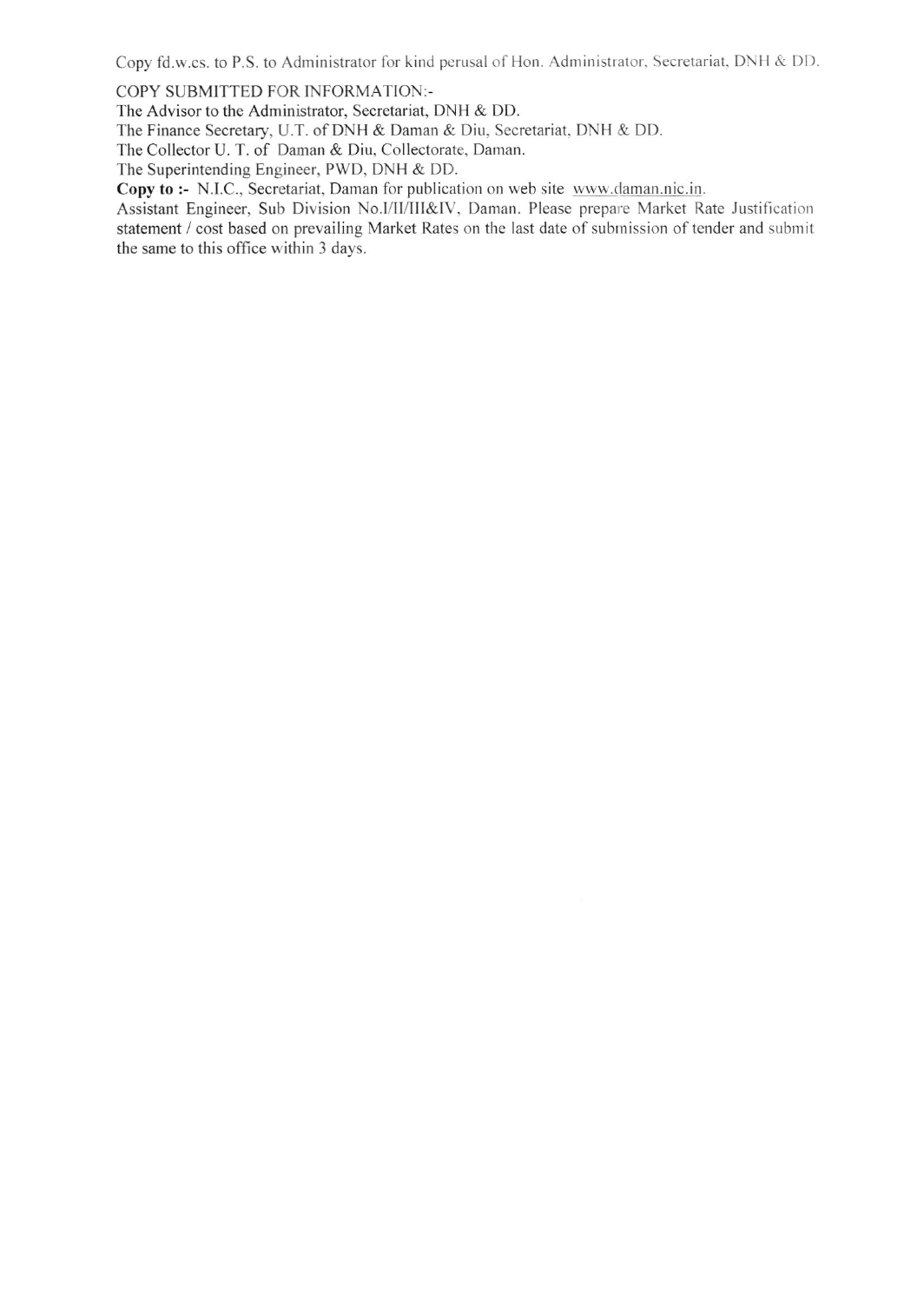Copy fd.w.cs. to P.S. to Administrator for kind perusal of Hon. Administrator, Secretariat, DNH & DD.

COPY SUBMITTED FOR INFORMATION:-

The Advisor to the Administrator, Secretariat, DNH & DD.
The Finance Secretary, U.T. of DNH & Daman & Diu, Secretariat, DNH & DD.
The Collector U. T. of Daman & Diu, Collectorate, Daman.
The Superintending Engineer, PWD, DNH & DD.

**Copy to :-** N.I.C., Secretariat, Daman for publication on web site www.daman.nic.in.
Assistant Engineer, Sub Division No.I/II/III&IV, Daman. Please prepare Market Rate Justification statement / cost based on prevailing Market Rates on the last date of submission of tender and submit the same to this office within 3 days.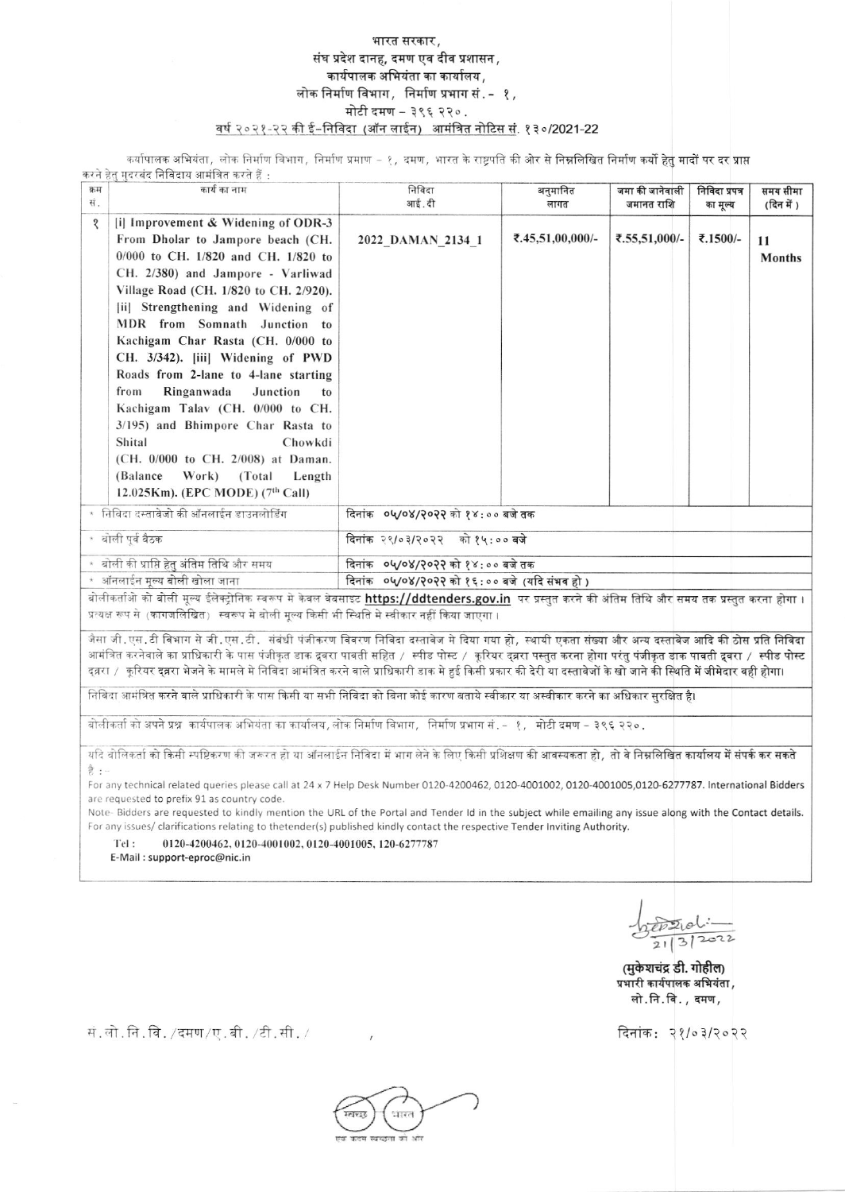# भारत सरकार,
## संघ प्रदेश दानह, दमण एव दीव प्रशासन,
## कार्यपालक अभियंता का कार्यालय,
## लोक निर्माण विभाग, निर्माण प्रभाग सं.- १,
## मोटी दमण – ३९६ २२०.
## वर्ष २०२१-२२ की ई-निविदा (ऑन लाईन) आमंत्रित नोटिस सं. १३०/2021-22

कर्यापालक अभियंता, लोक निर्माण विभाग, निर्माण प्रमाण – १, दमण, भारत के राष्ट्रपति की ओर से निम्नलिखित निर्माण कर्यो हेतु मादों पर दर प्राप्त करने हेतु मुदरबंद निविदाय आमंत्रित करते हैं :

| क्रम सं. | कार्य का नाम | निविदा आई.दी | अनुमानित लागत | जमा की जानेवाली जमानत राशि | निविदा प्रपत्र का मूल्य | समय सीमा (दिन में) |
|---|---|---|---|---|---|---|
| १ | [i] Improvement & Widening of ODR-3 From Dholar to Jampore beach (CH. 0/000 to CH. 1/820 and CH. 1/820 to CH. 2/380) and Jampore - Varliwad Village Road (CH. 1/820 to CH. 2/920). [ii] Strengthening and Widening of MDR from Somnath Junction to Kachigam Char Rasta (CH. 0/000 to CH. 3/342). [iii] Widening of PWD Roads from 2-lane to 4-lane starting from Ringanwada Junction to Kachigam Talav (CH. 0/000 to CH. 3/195) and Bhimpore Char Rasta to Shital Chowkdi (CH. 0/000 to CH. 2/008) at Daman. (Balance Work) (Total Length 12.025Km). (EPC MODE) (7th Call) | 2022_DAMAN_2134_1 | ₹.45,51,00,000/- | ₹.55,51,000/- | ₹.1500/- | 11 Months |
| * निविदा दस्तावेजो की ऑनलाईन डाउनलोडिंग | दिनांक ०५/०४/२०२२ को १४:०० बजे तक | | | | | |
| * बोली पूर्व बैठक | दिनांक २९/०३/२०२२ को १५:०० बजे | | | | | |
| * बोली की प्राप्ति हेतु अंतिम तिथि और समय | दिनांक ०५/०४/२०२२ को १४:०० बजे तक | | | | | |
| * ऑनलाईन मूल्य बोली खोला जाना | दिनांक ०५/०४/२०२२ को १६:०० बजे (यदि संभव हो) | | | | | |

बोलीकर्ताओ को बोली मूल्य ईलेक्ट्रोनिक स्वरूप में केवल वेबसाइट **https://ddtenders.gov.in** पर प्रस्तुत करने की अंतिम तिथि और समय तक प्रस्तुत करना होगा। प्रत्यक्ष रूप से (कागजलिखित) स्वरूप मे बोली मूल्य किसी भी स्थिति मे स्वीकार नहीं किया जाएगा।

जैसा जी.एस.टी विभाग से जी.एस.टी. संबंधी पंजीकरण विवरण निविदा दस्तावेज मे दिया गया हो, स्थायी एकता संख्या और अन्य दस्तावेज आदि की ठोस प्रति निविदा आमंत्रित करनेवाले का प्राधिकारी के पास पंजीकृत डाक द्वारा पावती सहित / स्पीड पोस्ट / कूरियर द्वारा प्रस्तुत करना होगा परंतु पंजीकृत डाक पावती द्वारा / स्पीड पोस्ट द्वारा / कूरियर द्वारा भेजने के मामले मे निविदा आमंत्रित करने वाले प्राधिकारी डाक मे हुई किसी प्रकार की देरी या दस्तावेजों के खो जाने की स्थिति में जीमेदार नही होगा।

निविदा आमंत्रित करने वाले प्राधिकारी के पास किसी या सभी निविदा को बिना कोई कारण बताये स्वीकार या अस्वीकार करने का अधिकार सुरक्षित है।

बोलीकर्ता को अपने प्रश्न कार्यपालक अभियंता का कार्यालय, लोक निर्माण विभाग, निर्माण प्रभाग सं.- १, मोटी दमण – ३९६ २२०.

यदि बोलीकर्ता को किसी स्पष्टिकरण की जरूरत हो या ऑनलाईन निविदा में भाग लेने के लिए किसी प्रशिक्षण की आवस्यकता हो, तो वे निम्नलिखित कार्यालय में संपर्क कर सकते है :-

For any technical related queries please call at 24 x 7 Help Desk Number 0120-4200462, 0120-4001002, 0120-4001005,0120-6277787. International Bidders are requested to prefix 91 as country code.

Note- Bidders are requested to kindly mention the URL of the Portal and Tender Id in the subject while emailing any issue along with the Contact details. For any issues/ clarifications relating to thetender(s) published kindly contact the respective Tender Inviting Authority.

Tel : 0120-4200462, 0120-4001002, 0120-4001005, 120-6277787
E-Mail : support-eproc@nic.in

21/3/2022

**(मुकेशचंद्र डी. गोहील)**
**प्रभारी कार्यपालक अभियंता,**
**लो.नि.वि., दमण,**

सं.लो.नि.वि./दमण/ए.बी./टी.सी./ ,

दिनांक: २१/०३/२०२२

स्वच्छ भारत
एक कदम स्वच्छता की ओर